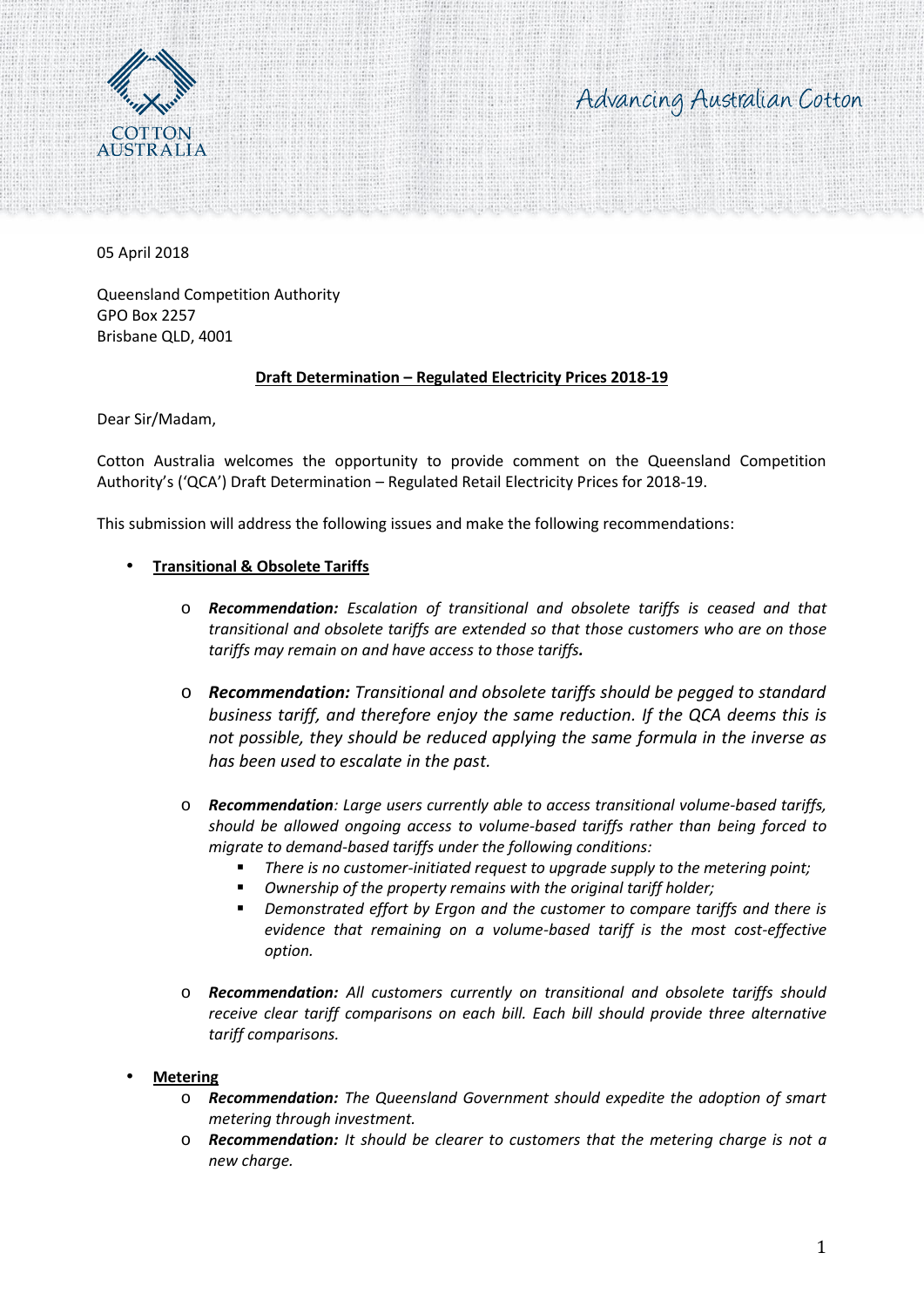05 April 2018

Queensland Competition Authority
GPO Box 2257
Brisbane QLD, 4001

**Draft Determination – Regulated Electricity Prices 2018-19**

Dear Sir/Madam,

Cotton Australia welcomes the opportunity to provide comment on the Queensland Competition Authority's ('QCA') Draft Determination – Regulated Retail Electricity Prices for 2018-19.

This submission will address the following issues and make the following recommendations:

- **Transitional & Obsolete Tariffs**
  - ***Recommendation:*** *Escalation of transitional and obsolete tariffs is ceased and that transitional and obsolete tariffs are extended so that those customers who are on those tariffs may remain on and have access to those tariffs.*
  - ***Recommendation:*** *Transitional and obsolete tariffs should be pegged to standard business tariff, and therefore enjoy the same reduction. If the QCA deems this is not possible, they should be reduced applying the same formula in the inverse as has been used to escalate in the past.*
  - ***Recommendation****: Large users currently able to access transitional volume-based tariffs, should be allowed ongoing access to volume-based tariffs rather than being forced to migrate to demand-based tariffs under the following conditions:*
    - *There is no customer-initiated request to upgrade supply to the metering point;*
    - *Ownership of the property remains with the original tariff holder;*
    - *Demonstrated effort by Ergon and the customer to compare tariffs and there is evidence that remaining on a volume-based tariff is the most cost-effective option.*
  - ***Recommendation:*** *All customers currently on transitional and obsolete tariffs should receive clear tariff comparisons on each bill. Each bill should provide three alternative tariff comparisons.*
- **Metering**
  - ***Recommendation:*** *The Queensland Government should expedite the adoption of smart metering through investment.*
  - ***Recommendation:*** *It should be clearer to customers that the metering charge is not a new charge.*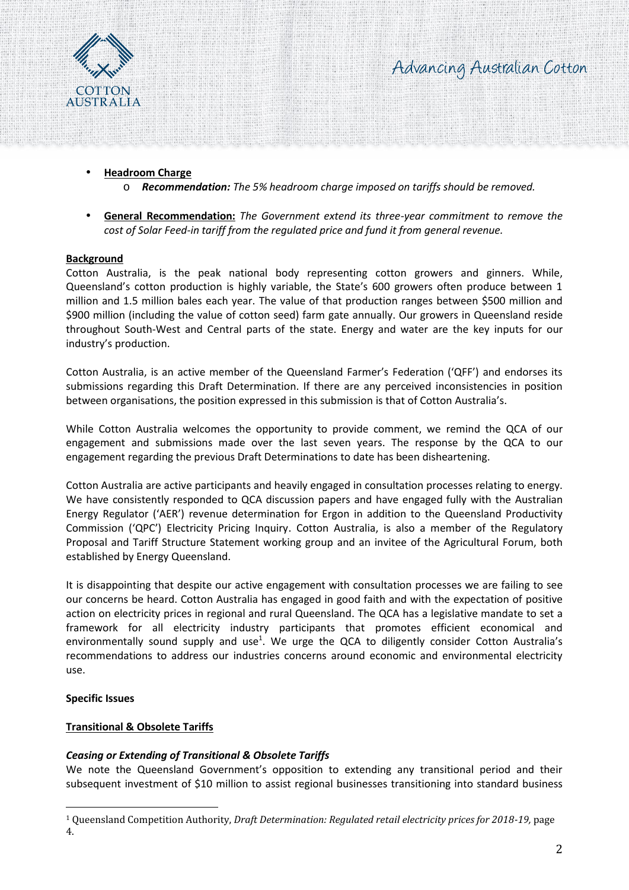- **Headroom Charge**
  - ***Recommendation:*** *The 5% headroom charge imposed on tariffs should be removed.*

- **General Recommendation:** *The Government extend its three-year commitment to remove the cost of Solar Feed-in tariff from the regulated price and fund it from general revenue.*

**Background**

Cotton Australia, is the peak national body representing cotton growers and ginners. While, Queensland's cotton production is highly variable, the State's 600 growers often produce between 1 million and 1.5 million bales each year. The value of that production ranges between $500 million and $900 million (including the value of cotton seed) farm gate annually. Our growers in Queensland reside throughout South-West and Central parts of the state. Energy and water are the key inputs for our industry's production.

Cotton Australia, is an active member of the Queensland Farmer's Federation ('QFF') and endorses its submissions regarding this Draft Determination. If there are any perceived inconsistencies in position between organisations, the position expressed in this submission is that of Cotton Australia's.

While Cotton Australia welcomes the opportunity to provide comment, we remind the QCA of our engagement and submissions made over the last seven years. The response by the QCA to our engagement regarding the previous Draft Determinations to date has been disheartening.

Cotton Australia are active participants and heavily engaged in consultation processes relating to energy. We have consistently responded to QCA discussion papers and have engaged fully with the Australian Energy Regulator ('AER') revenue determination for Ergon in addition to the Queensland Productivity Commission ('QPC') Electricity Pricing Inquiry. Cotton Australia, is also a member of the Regulatory Proposal and Tariff Structure Statement working group and an invitee of the Agricultural Forum, both established by Energy Queensland.

It is disappointing that despite our active engagement with consultation processes we are failing to see our concerns be heard. Cotton Australia has engaged in good faith and with the expectation of positive action on electricity prices in regional and rural Queensland. The QCA has a legislative mandate to set a framework for all electricity industry participants that promotes efficient economical and environmentally sound supply and use[1]. We urge the QCA to diligently consider Cotton Australia's recommendations to address our industries concerns around economic and environmental electricity use.

**Specific Issues**

**Transitional & Obsolete Tariffs**

***Ceasing or Extending of Transitional & Obsolete Tariffs***

We note the Queensland Government's opposition to extending any transitional period and their subsequent investment of $10 million to assist regional businesses transitioning into standard business

---

[1] Queensland Competition Authority, *Draft Determination: Regulated retail electricity prices for 2018-19,* page 4.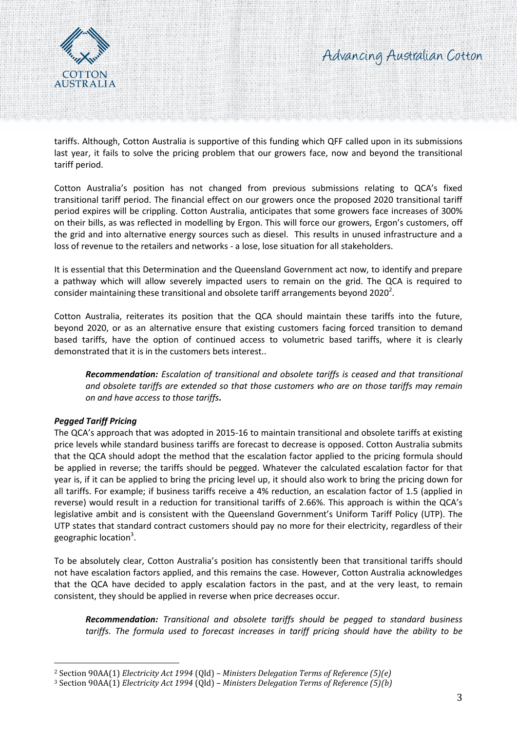tariffs. Although, Cotton Australia is supportive of this funding which QFF called upon in its submissions last year, it fails to solve the pricing problem that our growers face, now and beyond the transitional tariff period.

Cotton Australia's position has not changed from previous submissions relating to QCA's fixed transitional tariff period. The financial effect on our growers once the proposed 2020 transitional tariff period expires will be crippling. Cotton Australia, anticipates that some growers face increases of 300% on their bills, as was reflected in modelling by Ergon. This will force our growers, Ergon's customers, off the grid and into alternative energy sources such as diesel. This results in unused infrastructure and a loss of revenue to the retailers and networks - a lose, lose situation for all stakeholders.

It is essential that this Determination and the Queensland Government act now, to identify and prepare a pathway which will allow severely impacted users to remain on the grid. The QCA is required to consider maintaining these transitional and obsolete tariff arrangements beyond 2020[2].

Cotton Australia, reiterates its position that the QCA should maintain these tariffs into the future, beyond 2020, or as an alternative ensure that existing customers facing forced transition to demand based tariffs, have the option of continued access to volumetric based tariffs, where it is clearly demonstrated that it is in the customers bets interest..

> ***Recommendation:*** *Escalation of transitional and obsolete tariffs is ceased and that transitional and obsolete tariffs are extended so that those customers who are on those tariffs may remain on and have access to those tariffs.*

***Pegged Tariff Pricing***

The QCA's approach that was adopted in 2015-16 to maintain transitional and obsolete tariffs at existing price levels while standard business tariffs are forecast to decrease is opposed. Cotton Australia submits that the QCA should adopt the method that the escalation factor applied to the pricing formula should be applied in reverse; the tariffs should be pegged. Whatever the calculated escalation factor for that year is, if it can be applied to bring the pricing level up, it should also work to bring the pricing down for all tariffs. For example; if business tariffs receive a 4% reduction, an escalation factor of 1.5 (applied in reverse) would result in a reduction for transitional tariffs of 2.66%. This approach is within the QCA's legislative ambit and is consistent with the Queensland Government's Uniform Tariff Policy (UTP). The UTP states that standard contract customers should pay no more for their electricity, regardless of their geographic location[3].

To be absolutely clear, Cotton Australia's position has consistently been that transitional tariffs should not have escalation factors applied, and this remains the case. However, Cotton Australia acknowledges that the QCA have decided to apply escalation factors in the past, and at the very least, to remain consistent, they should be applied in reverse when price decreases occur.

> ***Recommendation:*** *Transitional and obsolete tariffs should be pegged to standard business tariffs. The formula used to forecast increases in tariff pricing should have the ability to be*

---

[2] Section 90AA(1) *Electricity Act 1994* (Qld) – *Ministers Delegation Terms of Reference (5)(e)*

[3] Section 90AA(1) *Electricity Act 1994* (Qld) – *Ministers Delegation Terms of Reference (5)(b)*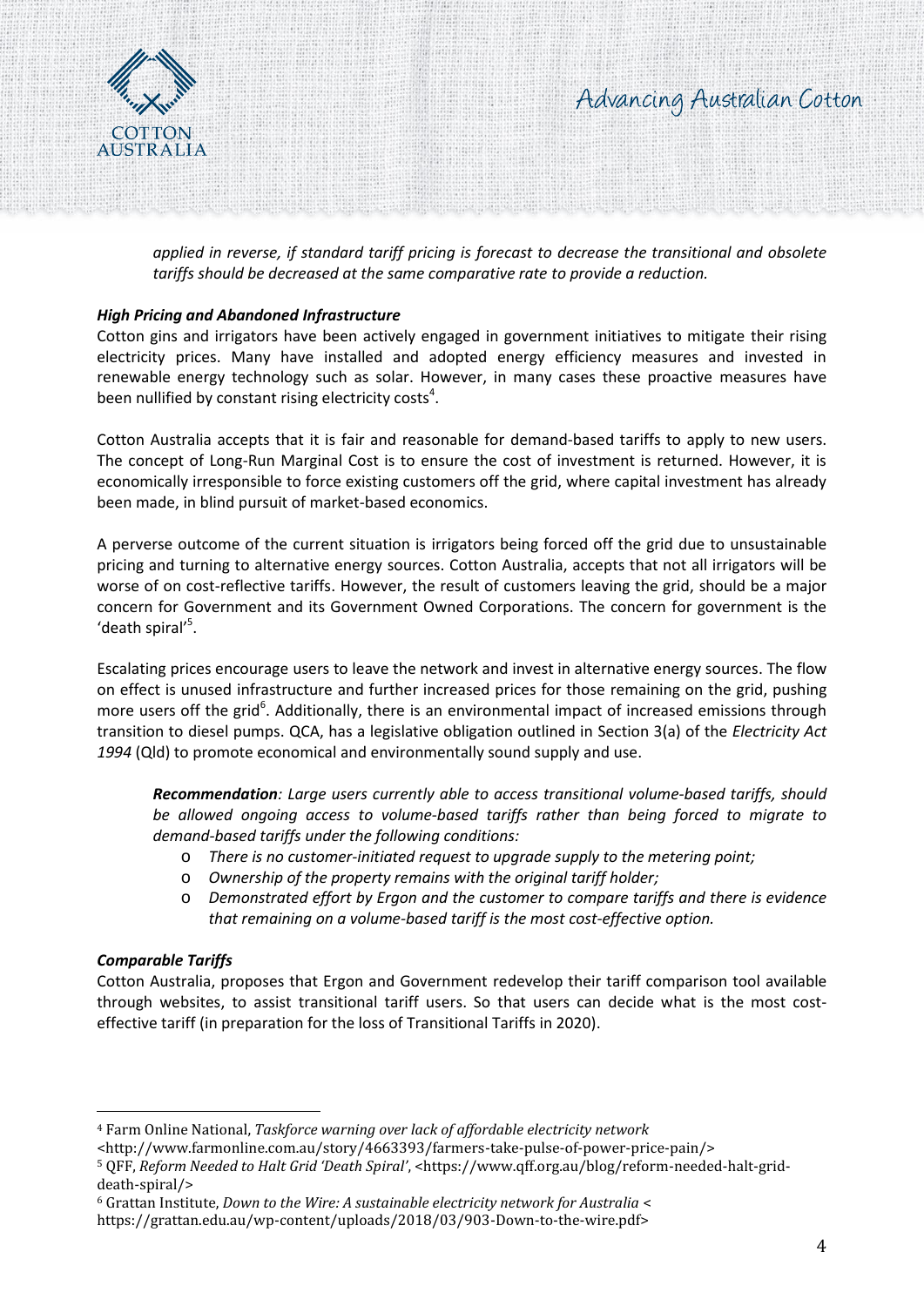*applied in reverse, if standard tariff pricing is forecast to decrease the transitional and obsolete tariffs should be decreased at the same comparative rate to provide a reduction.*

***High Pricing and Abandoned Infrastructure***

Cotton gins and irrigators have been actively engaged in government initiatives to mitigate their rising electricity prices. Many have installed and adopted energy efficiency measures and invested in renewable energy technology such as solar. However, in many cases these proactive measures have been nullified by constant rising electricity costs[4].

Cotton Australia accepts that it is fair and reasonable for demand-based tariffs to apply to new users. The concept of Long-Run Marginal Cost is to ensure the cost of investment is returned. However, it is economically irresponsible to force existing customers off the grid, where capital investment has already been made, in blind pursuit of market-based economics.

A perverse outcome of the current situation is irrigators being forced off the grid due to unsustainable pricing and turning to alternative energy sources. Cotton Australia, accepts that not all irrigators will be worse of on cost-reflective tariffs. However, the result of customers leaving the grid, should be a major concern for Government and its Government Owned Corporations. The concern for government is the 'death spiral'[5].

Escalating prices encourage users to leave the network and invest in alternative energy sources. The flow on effect is unused infrastructure and further increased prices for those remaining on the grid, pushing more users off the grid[6]. Additionally, there is an environmental impact of increased emissions through transition to diesel pumps. QCA, has a legislative obligation outlined in Section 3(a) of the *Electricity Act 1994* (Qld) to promote economical and environmentally sound supply and use.

> ***Recommendation**: Large users currently able to access transitional volume-based tariffs, should be allowed ongoing access to volume-based tariffs rather than being forced to migrate to demand-based tariffs under the following conditions:*
>
> - *There is no customer-initiated request to upgrade supply to the metering point;*
> - *Ownership of the property remains with the original tariff holder;*
> - *Demonstrated effort by Ergon and the customer to compare tariffs and there is evidence that remaining on a volume-based tariff is the most cost-effective option.*

***Comparable Tariffs***

Cotton Australia, proposes that Ergon and Government redevelop their tariff comparison tool available through websites, to assist transitional tariff users. So that users can decide what is the most cost-effective tariff (in preparation for the loss of Transitional Tariffs in 2020).

---

[4] Farm Online National, *Taskforce warning over lack of affordable electricity network* <http://www.farmonline.com.au/story/4663393/farmers-take-pulse-of-power-price-pain/>

[5] QFF, *Reform Needed to Halt Grid 'Death Spiral'*, <https://www.qff.org.au/blog/reform-needed-halt-grid-death-spiral/>

[6] Grattan Institute, *Down to the Wire: A sustainable electricity network for Australia* < https://grattan.edu.au/wp-content/uploads/2018/03/903-Down-to-the-wire.pdf>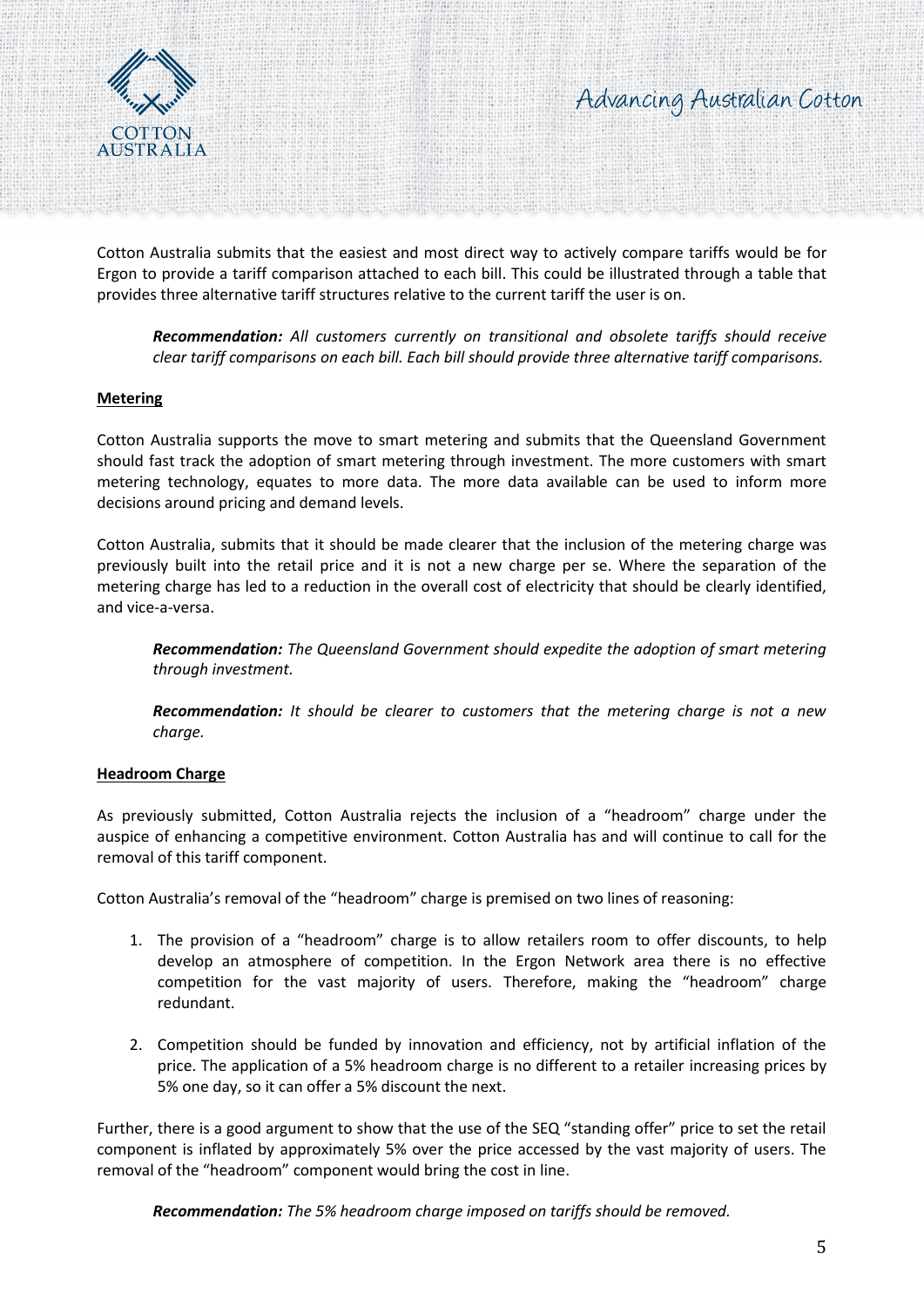Cotton Australia submits that the easiest and most direct way to actively compare tariffs would be for Ergon to provide a tariff comparison attached to each bill. This could be illustrated through a table that provides three alternative tariff structures relative to the current tariff the user is on.

> ***Recommendation:*** *All customers currently on transitional and obsolete tariffs should receive clear tariff comparisons on each bill. Each bill should provide three alternative tariff comparisons.*

**Metering**

Cotton Australia supports the move to smart metering and submits that the Queensland Government should fast track the adoption of smart metering through investment. The more customers with smart metering technology, equates to more data. The more data available can be used to inform more decisions around pricing and demand levels.

Cotton Australia, submits that it should be made clearer that the inclusion of the metering charge was previously built into the retail price and it is not a new charge per se. Where the separation of the metering charge has led to a reduction in the overall cost of electricity that should be clearly identified, and vice-a-versa.

> ***Recommendation:*** *The Queensland Government should expedite the adoption of smart metering through investment.*

> ***Recommendation:*** *It should be clearer to customers that the metering charge is not a new charge.*

**Headroom Charge**

As previously submitted, Cotton Australia rejects the inclusion of a "headroom" charge under the auspice of enhancing a competitive environment. Cotton Australia has and will continue to call for the removal of this tariff component.

Cotton Australia's removal of the "headroom" charge is premised on two lines of reasoning:

1. The provision of a "headroom" charge is to allow retailers room to offer discounts, to help develop an atmosphere of competition. In the Ergon Network area there is no effective competition for the vast majority of users. Therefore, making the "headroom" charge redundant.
2. Competition should be funded by innovation and efficiency, not by artificial inflation of the price. The application of a 5% headroom charge is no different to a retailer increasing prices by 5% one day, so it can offer a 5% discount the next.

Further, there is a good argument to show that the use of the SEQ "standing offer" price to set the retail component is inflated by approximately 5% over the price accessed by the vast majority of users. The removal of the "headroom" component would bring the cost in line.

> ***Recommendation:*** *The 5% headroom charge imposed on tariffs should be removed.*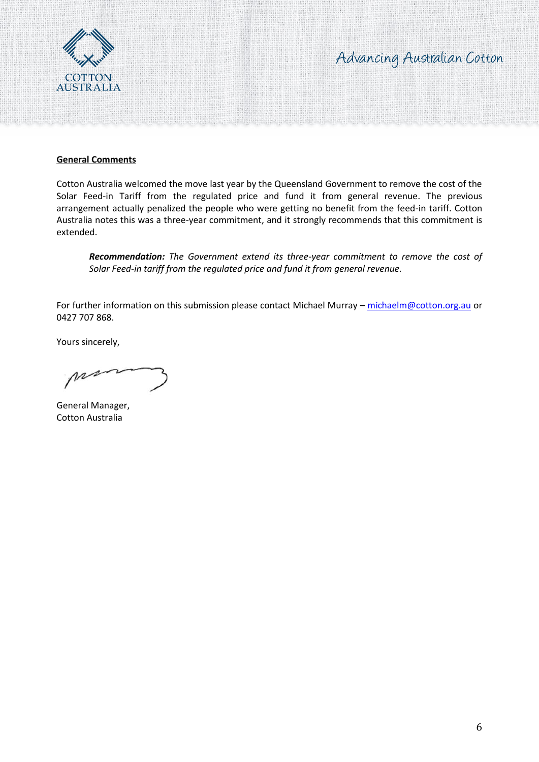**General Comments**

Cotton Australia welcomed the move last year by the Queensland Government to remove the cost of the Solar Feed-in Tariff from the regulated price and fund it from general revenue. The previous arrangement actually penalized the people who were getting no benefit from the feed-in tariff. Cotton Australia notes this was a three-year commitment, and it strongly recommends that this commitment is extended.

> ***Recommendation:*** *The Government extend its three-year commitment to remove the cost of Solar Feed-in tariff from the regulated price and fund it from general revenue.*

For further information on this submission please contact Michael Murray – michaelm@cotton.org.au or 0427 707 868.

Yours sincerely,

General Manager,
Cotton Australia